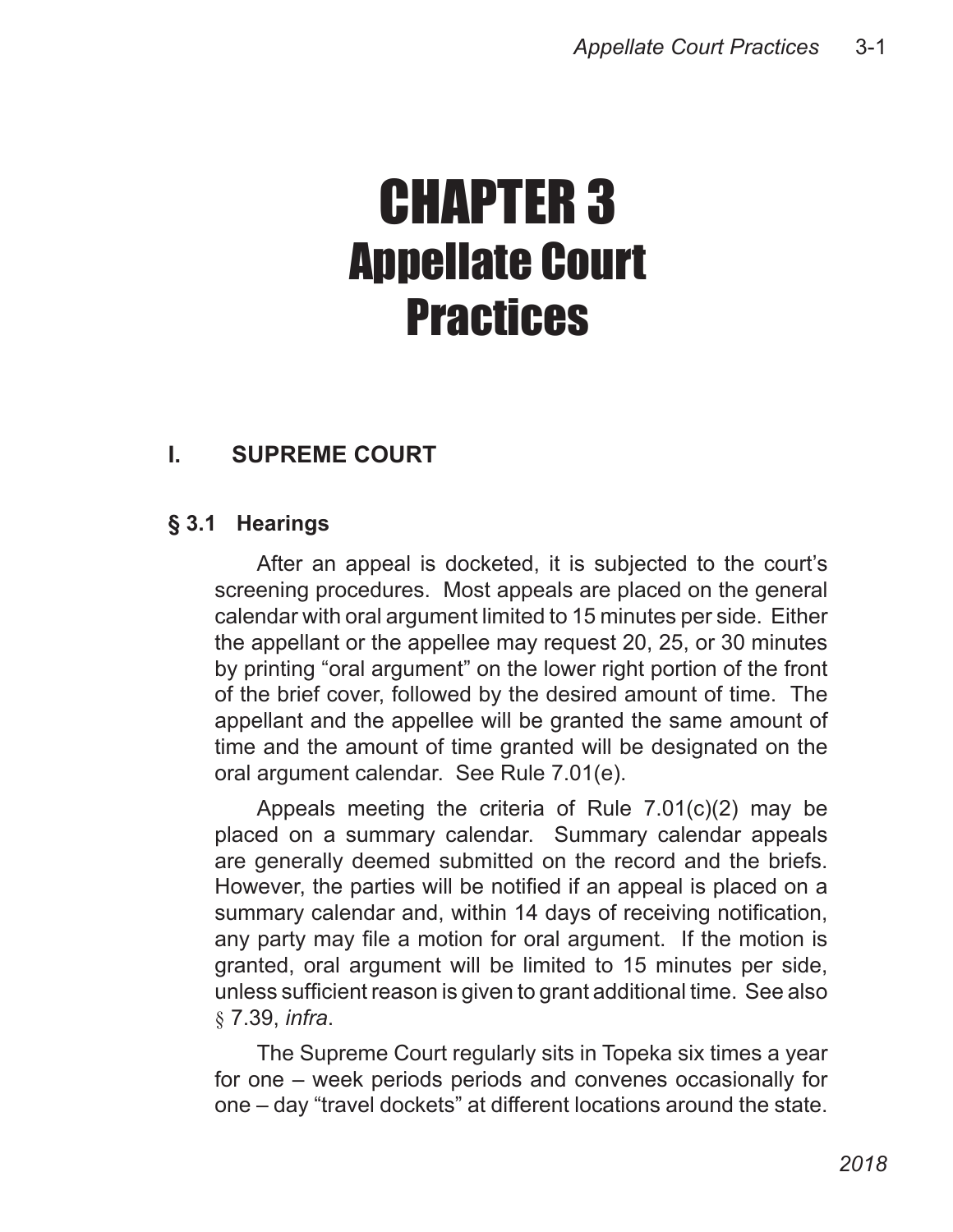# CHAPTER 3
# Appellate Court Practices

## I. SUPREME COURT

### § 3.1 Hearings

After an appeal is docketed, it is subjected to the court's screening procedures. Most appeals are placed on the general calendar with oral argument limited to 15 minutes per side. Either the appellant or the appellee may request 20, 25, or 30 minutes by printing "oral argument" on the lower right portion of the front of the brief cover, followed by the desired amount of time. The appellant and the appellee will be granted the same amount of time and the amount of time granted will be designated on the oral argument calendar. See Rule 7.01(e).

Appeals meeting the criteria of Rule 7.01(c)(2) may be placed on a summary calendar. Summary calendar appeals are generally deemed submitted on the record and the briefs. However, the parties will be notified if an appeal is placed on a summary calendar and, within 14 days of receiving notification, any party may file a motion for oral argument. If the motion is granted, oral argument will be limited to 15 minutes per side, unless sufficient reason is given to grant additional time. See also § 7.39, *infra*.

The Supreme Court regularly sits in Topeka six times a year for one – week periods periods and convenes occasionally for one – day "travel dockets" at different locations around the state.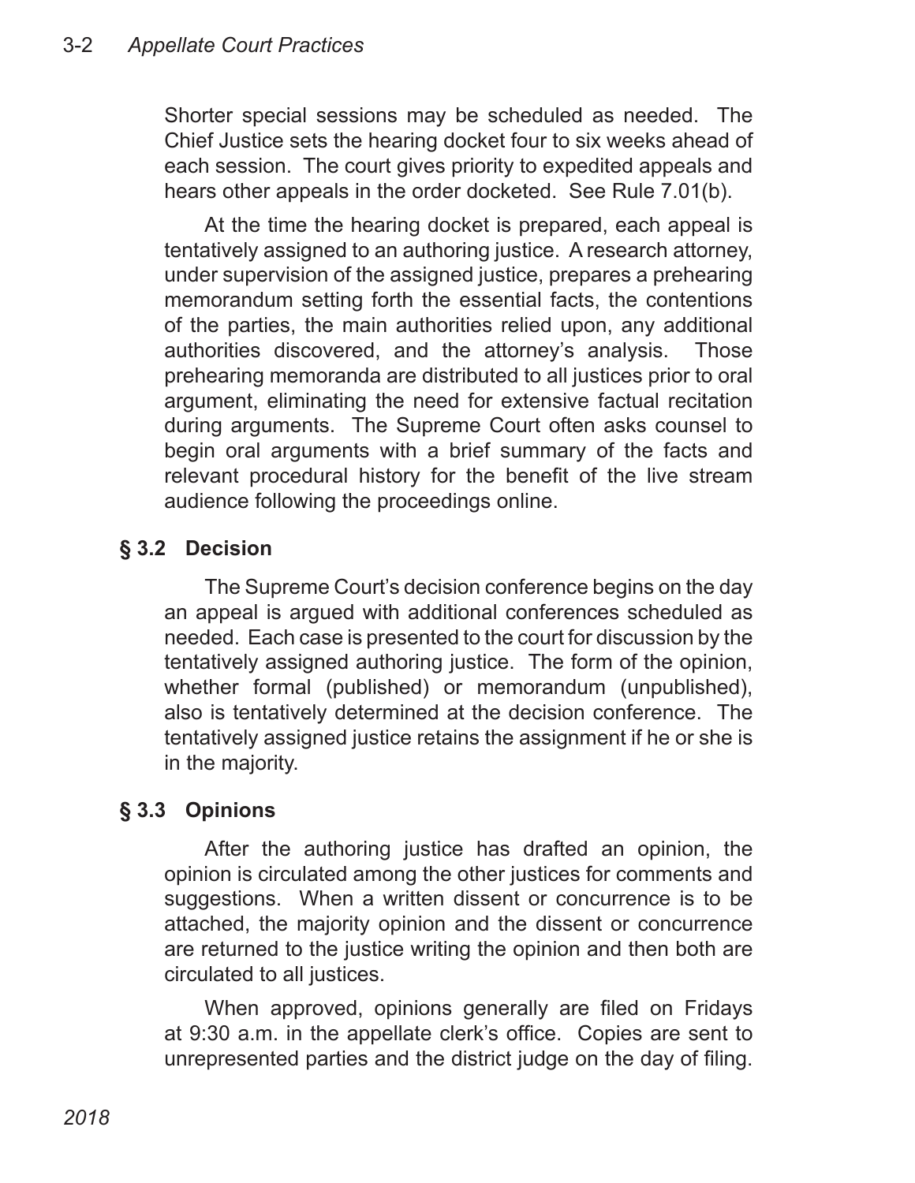Shorter special sessions may be scheduled as needed. The Chief Justice sets the hearing docket four to six weeks ahead of each session. The court gives priority to expedited appeals and hears other appeals in the order docketed. See Rule 7.01(b).

At the time the hearing docket is prepared, each appeal is tentatively assigned to an authoring justice. A research attorney, under supervision of the assigned justice, prepares a prehearing memorandum setting forth the essential facts, the contentions of the parties, the main authorities relied upon, any additional authorities discovered, and the attorney's analysis. Those prehearing memoranda are distributed to all justices prior to oral argument, eliminating the need for extensive factual recitation during arguments. The Supreme Court often asks counsel to begin oral arguments with a brief summary of the facts and relevant procedural history for the benefit of the live stream audience following the proceedings online.

## § 3.2 Decision

The Supreme Court's decision conference begins on the day an appeal is argued with additional conferences scheduled as needed. Each case is presented to the court for discussion by the tentatively assigned authoring justice. The form of the opinion, whether formal (published) or memorandum (unpublished), also is tentatively determined at the decision conference. The tentatively assigned justice retains the assignment if he or she is in the majority.

## § 3.3 Opinions

After the authoring justice has drafted an opinion, the opinion is circulated among the other justices for comments and suggestions. When a written dissent or concurrence is to be attached, the majority opinion and the dissent or concurrence are returned to the justice writing the opinion and then both are circulated to all justices.

When approved, opinions generally are filed on Fridays at 9:30 a.m. in the appellate clerk's office. Copies are sent to unrepresented parties and the district judge on the day of filing.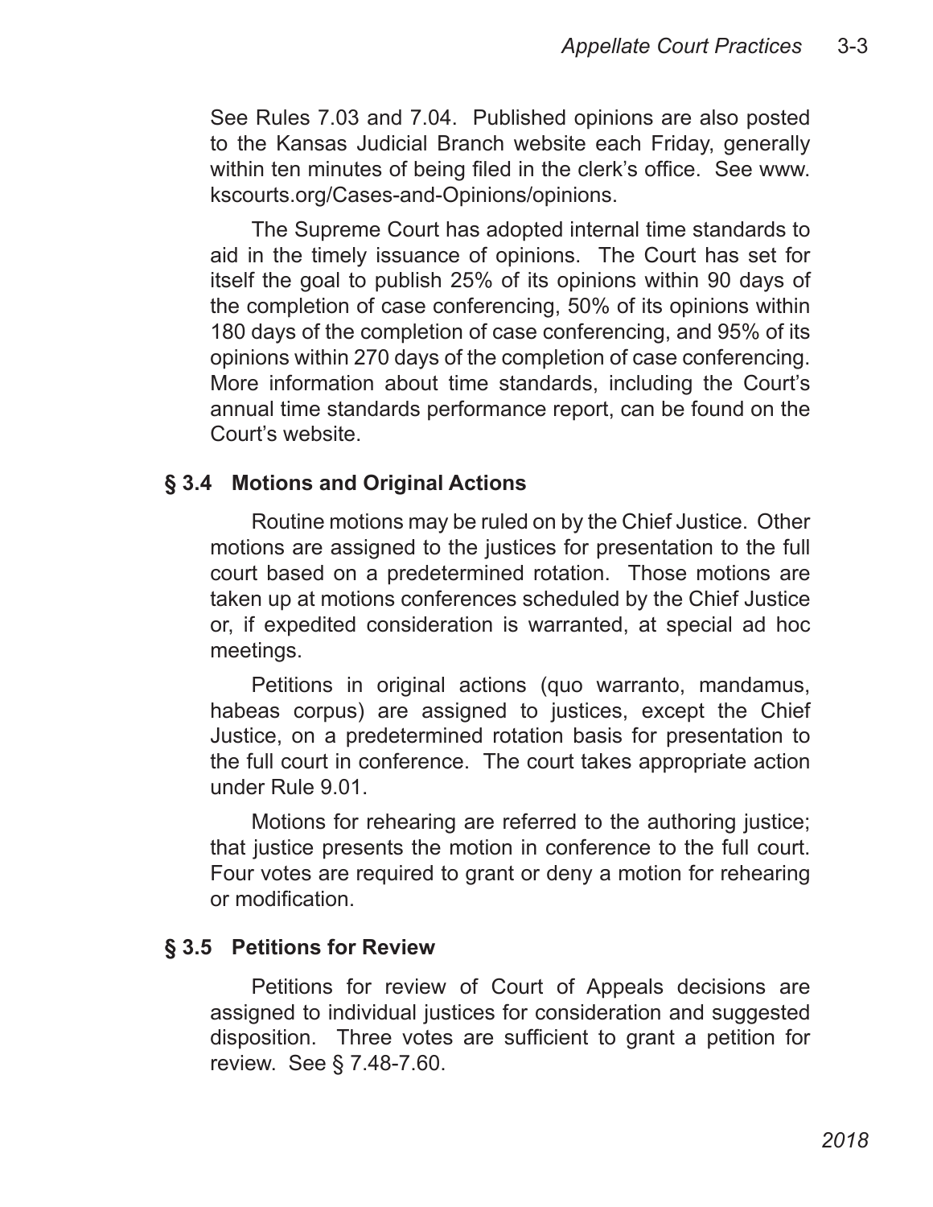See Rules 7.03 and 7.04. Published opinions are also posted to the Kansas Judicial Branch website each Friday, generally within ten minutes of being filed in the clerk's office. See www.kscourts.org/Cases-and-Opinions/opinions.

The Supreme Court has adopted internal time standards to aid in the timely issuance of opinions. The Court has set for itself the goal to publish 25% of its opinions within 90 days of the completion of case conferencing, 50% of its opinions within 180 days of the completion of case conferencing, and 95% of its opinions within 270 days of the completion of case conferencing. More information about time standards, including the Court's annual time standards performance report, can be found on the Court's website.

## § 3.4 Motions and Original Actions

Routine motions may be ruled on by the Chief Justice. Other motions are assigned to the justices for presentation to the full court based on a predetermined rotation. Those motions are taken up at motions conferences scheduled by the Chief Justice or, if expedited consideration is warranted, at special ad hoc meetings.

Petitions in original actions (quo warranto, mandamus, habeas corpus) are assigned to justices, except the Chief Justice, on a predetermined rotation basis for presentation to the full court in conference. The court takes appropriate action under Rule 9.01.

Motions for rehearing are referred to the authoring justice; that justice presents the motion in conference to the full court. Four votes are required to grant or deny a motion for rehearing or modification.

## § 3.5 Petitions for Review

Petitions for review of Court of Appeals decisions are assigned to individual justices for consideration and suggested disposition. Three votes are sufficient to grant a petition for review. See § 7.48-7.60.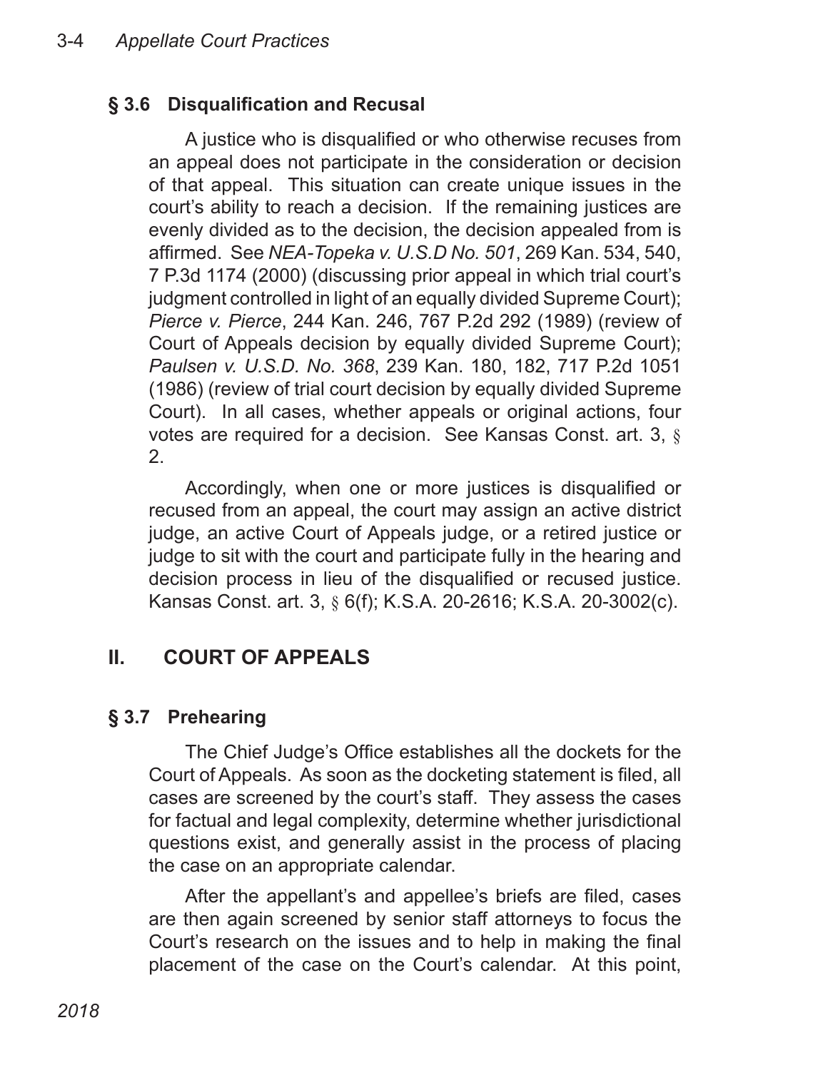## § 3.6 Disqualification and Recusal

A justice who is disqualified or who otherwise recuses from an appeal does not participate in the consideration or decision of that appeal. This situation can create unique issues in the court's ability to reach a decision. If the remaining justices are evenly divided as to the decision, the decision appealed from is affirmed. See *NEA-Topeka v. U.S.D No. 501*, 269 Kan. 534, 540, 7 P.3d 1174 (2000) (discussing prior appeal in which trial court's judgment controlled in light of an equally divided Supreme Court); *Pierce v. Pierce*, 244 Kan. 246, 767 P.2d 292 (1989) (review of Court of Appeals decision by equally divided Supreme Court); *Paulsen v. U.S.D. No. 368*, 239 Kan. 180, 182, 717 P.2d 1051 (1986) (review of trial court decision by equally divided Supreme Court). In all cases, whether appeals or original actions, four votes are required for a decision. See Kansas Const. art. 3, § 2.

Accordingly, when one or more justices is disqualified or recused from an appeal, the court may assign an active district judge, an active Court of Appeals judge, or a retired justice or judge to sit with the court and participate fully in the hearing and decision process in lieu of the disqualified or recused justice. Kansas Const. art. 3, § 6(f); K.S.A. 20-2616; K.S.A. 20-3002(c).

# II. COURT OF APPEALS

## § 3.7 Prehearing

The Chief Judge's Office establishes all the dockets for the Court of Appeals. As soon as the docketing statement is filed, all cases are screened by the court's staff. They assess the cases for factual and legal complexity, determine whether jurisdictional questions exist, and generally assist in the process of placing the case on an appropriate calendar.

After the appellant's and appellee's briefs are filed, cases are then again screened by senior staff attorneys to focus the Court's research on the issues and to help in making the final placement of the case on the Court's calendar. At this point,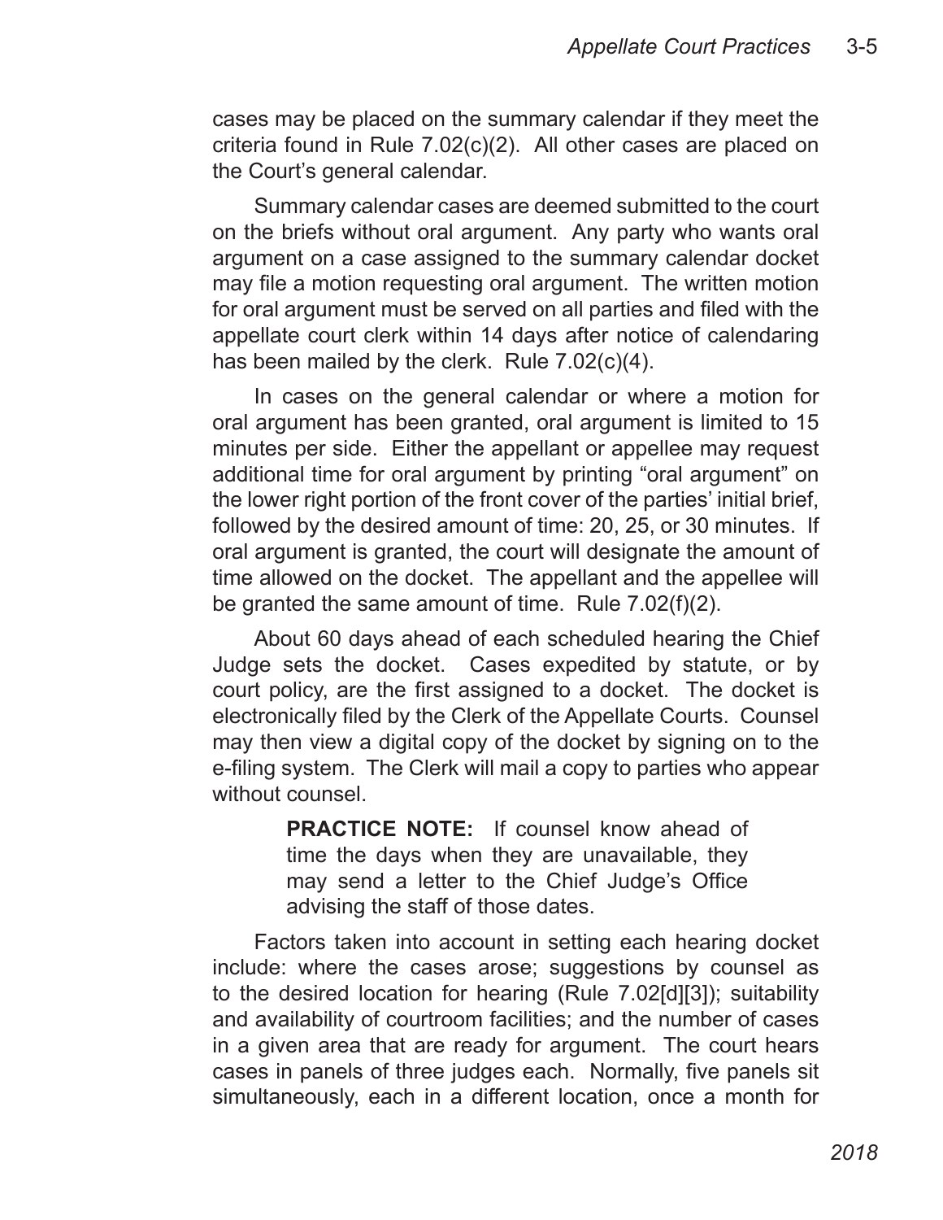cases may be placed on the summary calendar if they meet the criteria found in Rule 7.02(c)(2). All other cases are placed on the Court's general calendar.

Summary calendar cases are deemed submitted to the court on the briefs without oral argument. Any party who wants oral argument on a case assigned to the summary calendar docket may file a motion requesting oral argument. The written motion for oral argument must be served on all parties and filed with the appellate court clerk within 14 days after notice of calendaring has been mailed by the clerk. Rule 7.02(c)(4).

In cases on the general calendar or where a motion for oral argument has been granted, oral argument is limited to 15 minutes per side. Either the appellant or appellee may request additional time for oral argument by printing "oral argument" on the lower right portion of the front cover of the parties' initial brief, followed by the desired amount of time: 20, 25, or 30 minutes. If oral argument is granted, the court will designate the amount of time allowed on the docket. The appellant and the appellee will be granted the same amount of time. Rule 7.02(f)(2).

About 60 days ahead of each scheduled hearing the Chief Judge sets the docket. Cases expedited by statute, or by court policy, are the first assigned to a docket. The docket is electronically filed by the Clerk of the Appellate Courts. Counsel may then view a digital copy of the docket by signing on to the e-filing system. The Clerk will mail a copy to parties who appear without counsel.

> **PRACTICE NOTE:** If counsel know ahead of time the days when they are unavailable, they may send a letter to the Chief Judge's Office advising the staff of those dates.

Factors taken into account in setting each hearing docket include: where the cases arose; suggestions by counsel as to the desired location for hearing (Rule 7.02[d][3]); suitability and availability of courtroom facilities; and the number of cases in a given area that are ready for argument. The court hears cases in panels of three judges each. Normally, five panels sit simultaneously, each in a different location, once a month for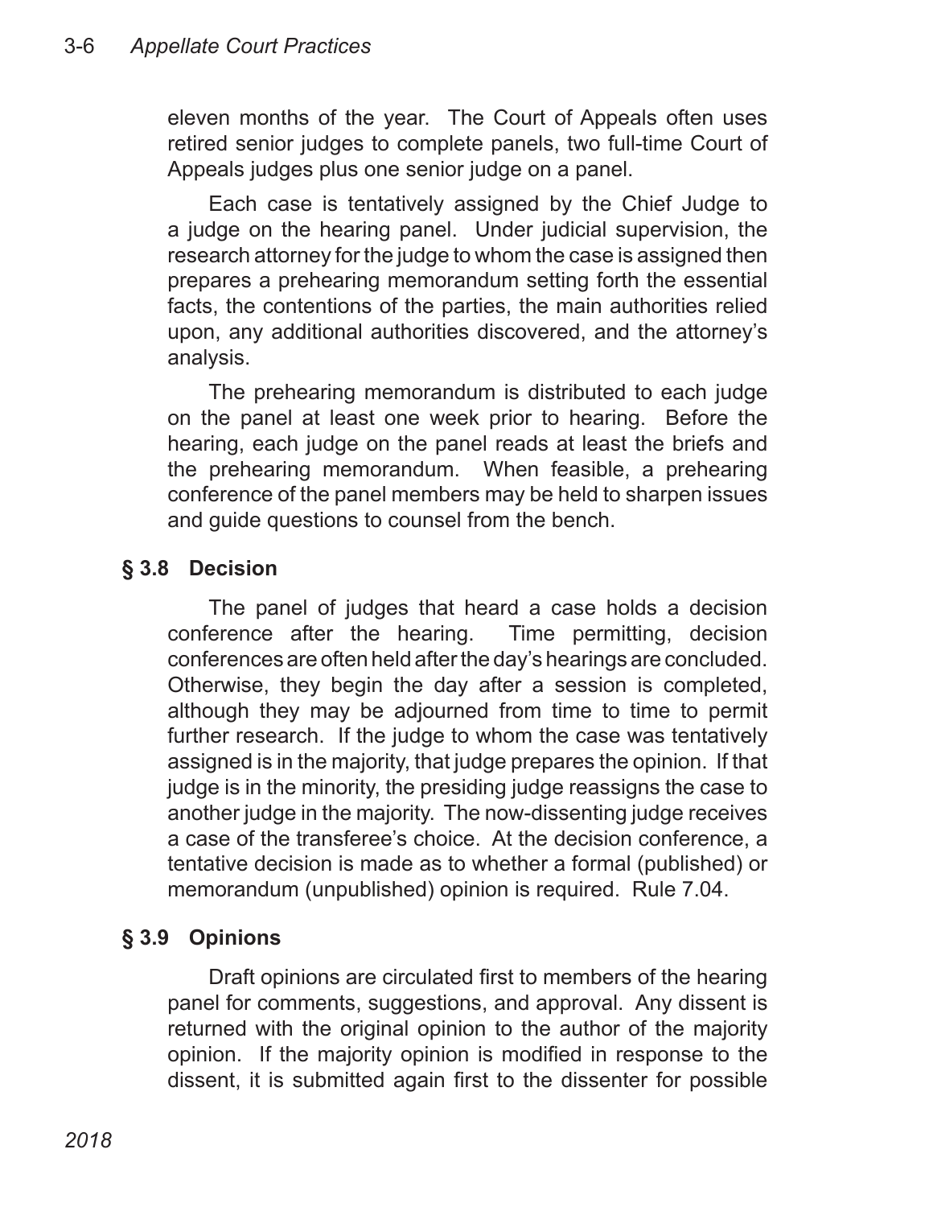eleven months of the year. The Court of Appeals often uses retired senior judges to complete panels, two full-time Court of Appeals judges plus one senior judge on a panel.

Each case is tentatively assigned by the Chief Judge to a judge on the hearing panel. Under judicial supervision, the research attorney for the judge to whom the case is assigned then prepares a prehearing memorandum setting forth the essential facts, the contentions of the parties, the main authorities relied upon, any additional authorities discovered, and the attorney's analysis.

The prehearing memorandum is distributed to each judge on the panel at least one week prior to hearing. Before the hearing, each judge on the panel reads at least the briefs and the prehearing memorandum. When feasible, a prehearing conference of the panel members may be held to sharpen issues and guide questions to counsel from the bench.

## § 3.8 Decision

The panel of judges that heard a case holds a decision conference after the hearing. Time permitting, decision conferences are often held after the day's hearings are concluded. Otherwise, they begin the day after a session is completed, although they may be adjourned from time to time to permit further research. If the judge to whom the case was tentatively assigned is in the majority, that judge prepares the opinion. If that judge is in the minority, the presiding judge reassigns the case to another judge in the majority. The now-dissenting judge receives a case of the transferee's choice. At the decision conference, a tentative decision is made as to whether a formal (published) or memorandum (unpublished) opinion is required. Rule 7.04.

## § 3.9 Opinions

Draft opinions are circulated first to members of the hearing panel for comments, suggestions, and approval. Any dissent is returned with the original opinion to the author of the majority opinion. If the majority opinion is modified in response to the dissent, it is submitted again first to the dissenter for possible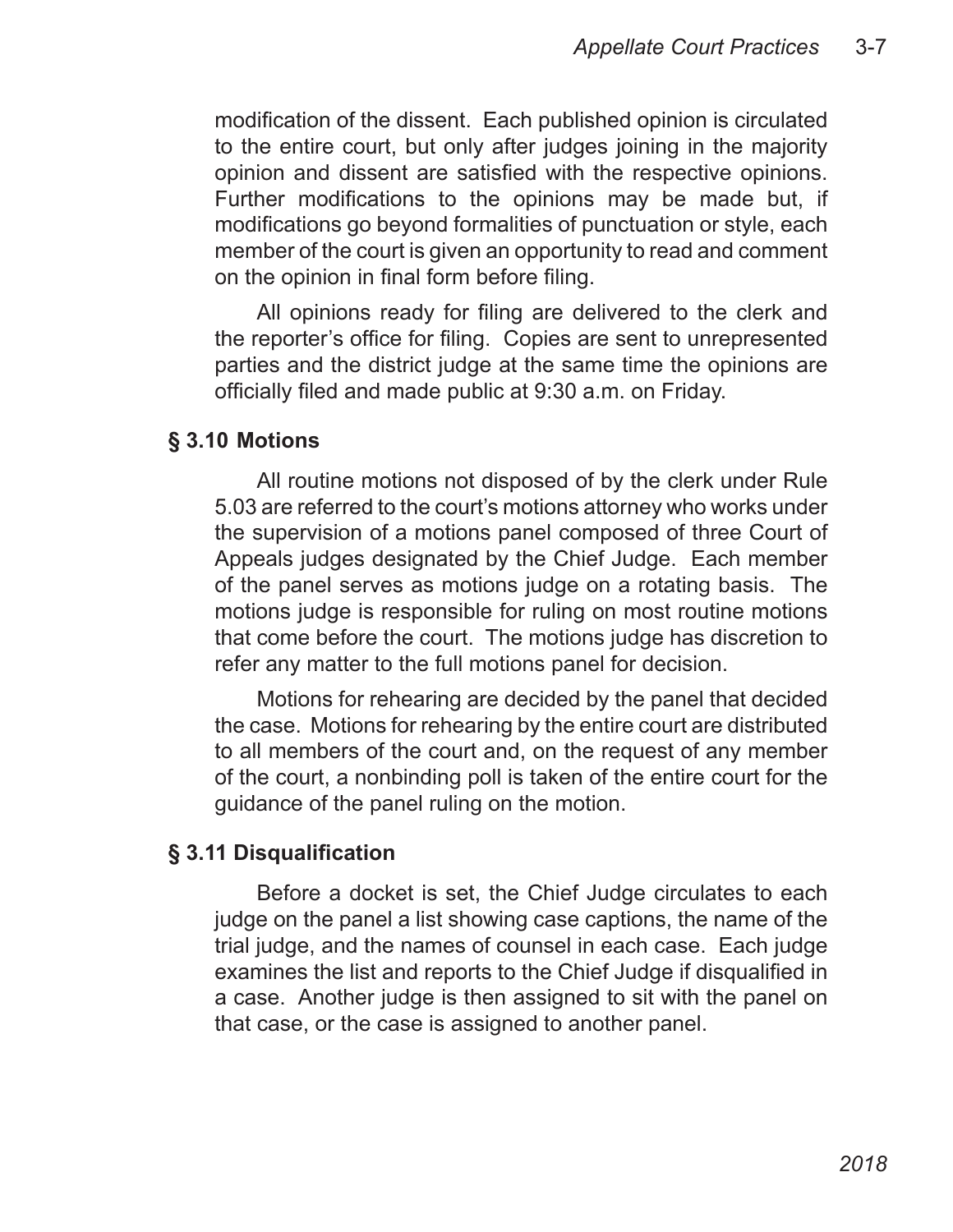modification of the dissent. Each published opinion is circulated to the entire court, but only after judges joining in the majority opinion and dissent are satisfied with the respective opinions. Further modifications to the opinions may be made but, if modifications go beyond formalities of punctuation or style, each member of the court is given an opportunity to read and comment on the opinion in final form before filing.

All opinions ready for filing are delivered to the clerk and the reporter's office for filing. Copies are sent to unrepresented parties and the district judge at the same time the opinions are officially filed and made public at 9:30 a.m. on Friday.

## § 3.10 Motions

All routine motions not disposed of by the clerk under Rule 5.03 are referred to the court's motions attorney who works under the supervision of a motions panel composed of three Court of Appeals judges designated by the Chief Judge. Each member of the panel serves as motions judge on a rotating basis. The motions judge is responsible for ruling on most routine motions that come before the court. The motions judge has discretion to refer any matter to the full motions panel for decision.

Motions for rehearing are decided by the panel that decided the case. Motions for rehearing by the entire court are distributed to all members of the court and, on the request of any member of the court, a nonbinding poll is taken of the entire court for the guidance of the panel ruling on the motion.

## § 3.11 Disqualification

Before a docket is set, the Chief Judge circulates to each judge on the panel a list showing case captions, the name of the trial judge, and the names of counsel in each case. Each judge examines the list and reports to the Chief Judge if disqualified in a case. Another judge is then assigned to sit with the panel on that case, or the case is assigned to another panel.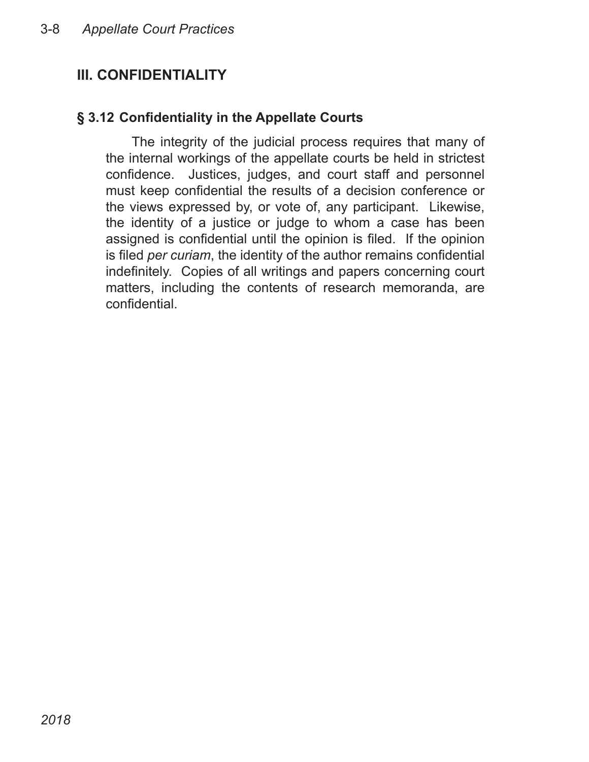## III. CONFIDENTIALITY

### § 3.12 Confidentiality in the Appellate Courts

The integrity of the judicial process requires that many of the internal workings of the appellate courts be held in strictest confidence. Justices, judges, and court staff and personnel must keep confidential the results of a decision conference or the views expressed by, or vote of, any participant. Likewise, the identity of a justice or judge to whom a case has been assigned is confidential until the opinion is filed. If the opinion is filed *per curiam*, the identity of the author remains confidential indefinitely. Copies of all writings and papers concerning court matters, including the contents of research memoranda, are confidential.